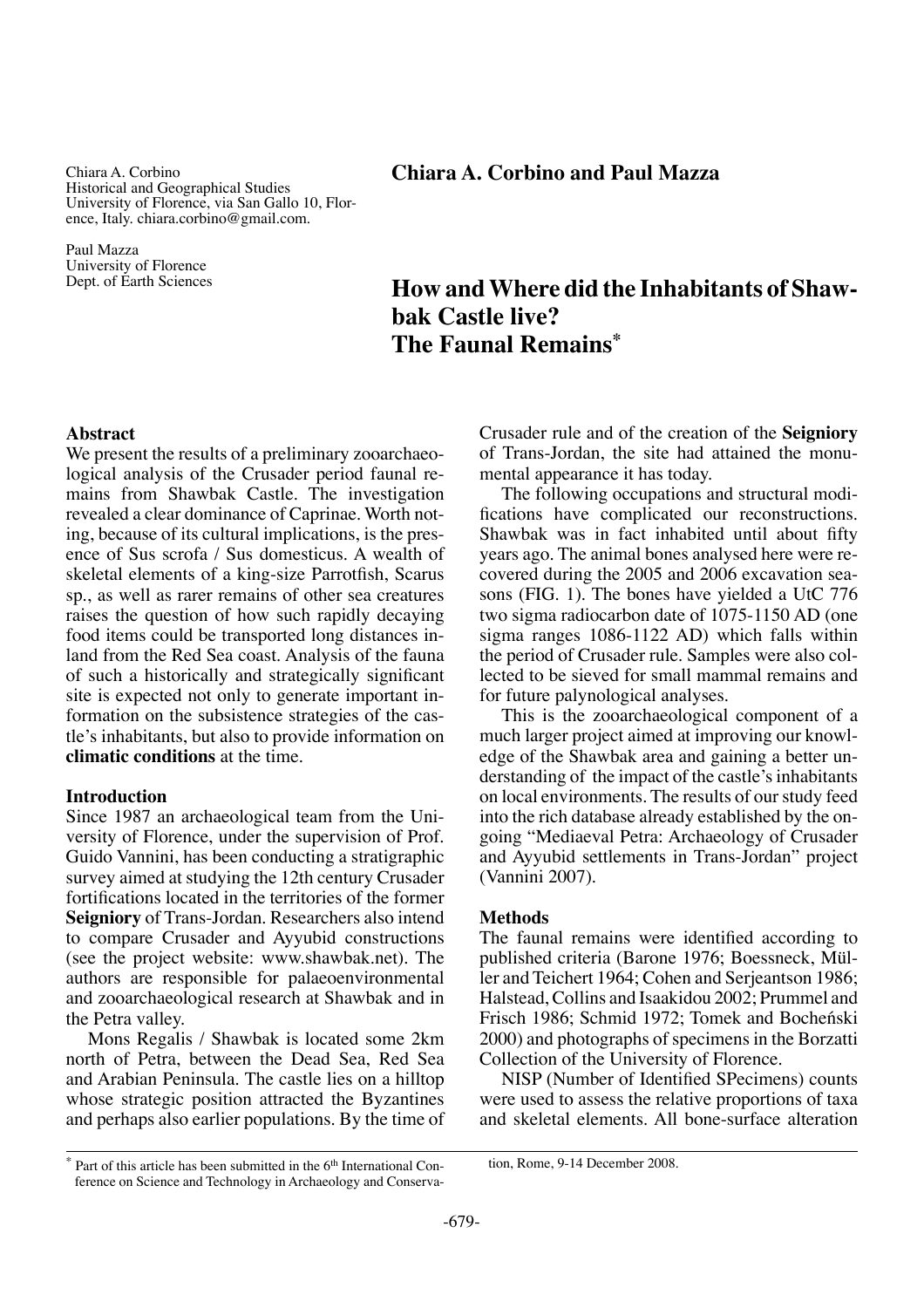Chiara A. Corbino
Historical and Geographical Studies
University of Florence, via San Gallo 10, Florence, Italy. chiara.corbino@gmail.com.

Paul Mazza
University of Florence
Dept. of Earth Sciences

**Chiara A. Corbino and Paul Mazza**

# How and Where did the Inhabitants of Shawbak Castle live? The Faunal Remains*

### Abstract

We present the results of a preliminary zooarchaeological analysis of the Crusader period faunal remains from Shawbak Castle. The investigation revealed a clear dominance of Caprinae. Worth noting, because of its cultural implications, is the presence of Sus scrofa / Sus domesticus. A wealth of skeletal elements of a king-size Parrotfish, Scarus sp., as well as rarer remains of other sea creatures raises the question of how such rapidly decaying food items could be transported long distances inland from the Red Sea coast. Analysis of the fauna of such a historically and strategically significant site is expected not only to generate important information on the subsistence strategies of the castle's inhabitants, but also to provide information on **climatic conditions** at the time.

### Introduction

Since 1987 an archaeological team from the University of Florence, under the supervision of Prof. Guido Vannini, has been conducting a stratigraphic survey aimed at studying the 12th century Crusader fortifications located in the territories of the former **Seigniory** of Trans-Jordan. Researchers also intend to compare Crusader and Ayyubid constructions (see the project website: www.shawbak.net). The authors are responsible for palaeoenvironmental and zooarchaeological research at Shawbak and in the Petra valley.

Mons Regalis / Shawbak is located some 2km north of Petra, between the Dead Sea, Red Sea and Arabian Peninsula. The castle lies on a hilltop whose strategic position attracted the Byzantines and perhaps also earlier populations. By the time of Crusader rule and of the creation of the **Seigniory** of Trans-Jordan, the site had attained the monumental appearance it has today.

The following occupations and structural modifications have complicated our reconstructions. Shawbak was in fact inhabited until about fifty years ago. The animal bones analysed here were recovered during the 2005 and 2006 excavation seasons (FIG. 1). The bones have yielded a UtC 776 two sigma radiocarbon date of 1075-1150 AD (one sigma ranges 1086-1122 AD) which falls within the period of Crusader rule. Samples were also collected to be sieved for small mammal remains and for future palynological analyses.

This is the zooarchaeological component of a much larger project aimed at improving our knowledge of the Shawbak area and gaining a better understanding of the impact of the castle's inhabitants on local environments. The results of our study feed into the rich database already established by the ongoing "Mediaeval Petra: Archaeology of Crusader and Ayyubid settlements in Trans-Jordan" project (Vannini 2007).

### Methods

The faunal remains were identified according to published criteria (Barone 1976; Boessneck, Müller and Teichert 1964; Cohen and Serjeantson 1986; Halstead, Collins and Isaakidou 2002; Prummel and Frisch 1986; Schmid 1972; Tomek and Bocheński 2000) and photographs of specimens in the Borzatti Collection of the University of Florence.

NISP (Number of Identified SPecimens) counts were used to assess the relative proportions of taxa and skeletal elements. All bone-surface alteration

* Part of this article has been submitted in the 6th International Conference on Science and Technology in Archaeology and Conservation, Rome, 9-14 December 2008.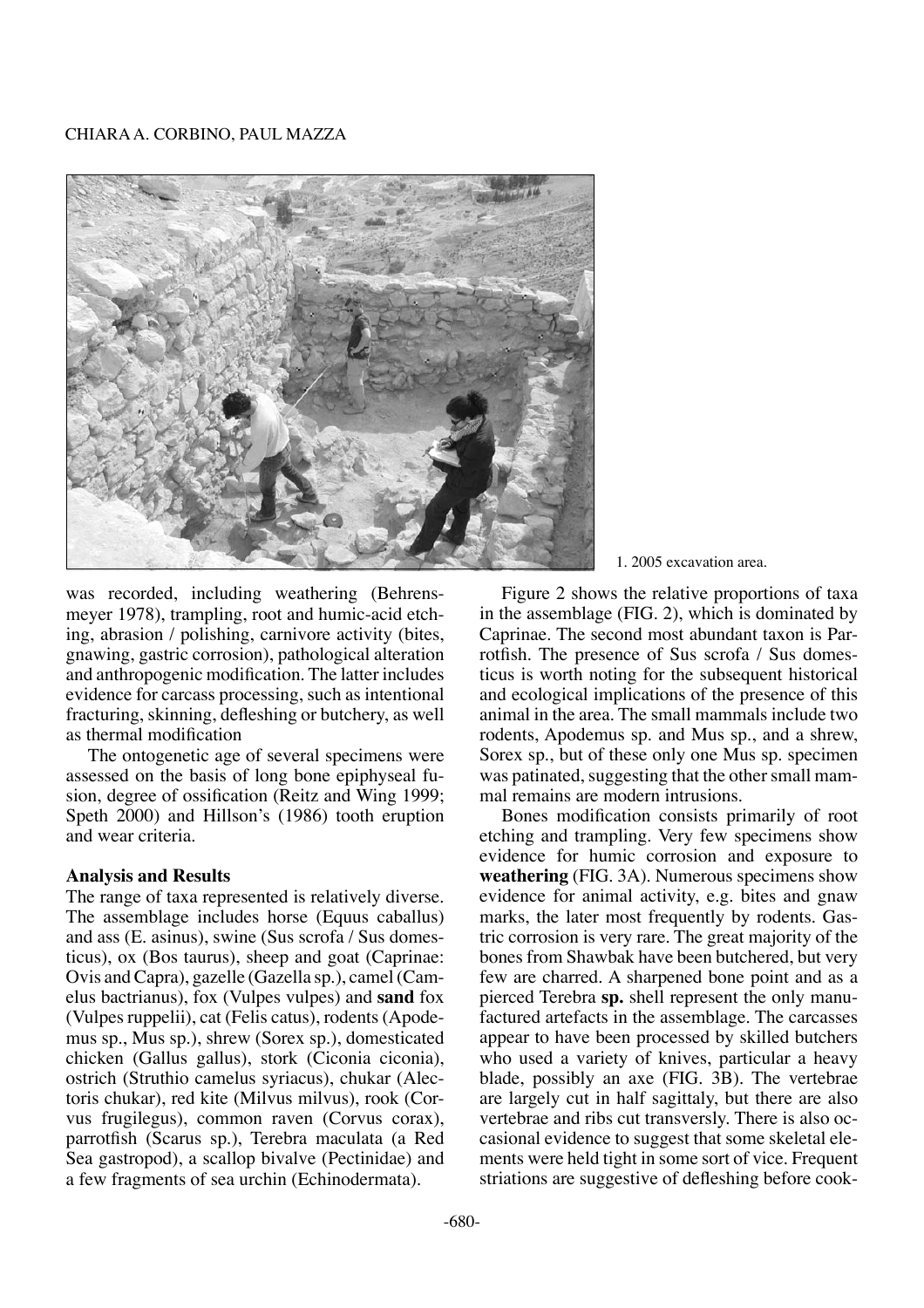1. 2005 excavation area.

was recorded, including weathering (Behrensmeyer 1978), trampling, root and humic-acid etching, abrasion / polishing, carnivore activity (bites, gnawing, gastric corrosion), pathological alteration and anthropogenic modification. The latter includes evidence for carcass processing, such as intentional fracturing, skinning, defleshing or butchery, as well as thermal modification

The ontogenetic age of several specimens were assessed on the basis of long bone epiphyseal fusion, degree of ossification (Reitz and Wing 1999; Speth 2000) and Hillson's (1986) tooth eruption and wear criteria.

**Analysis and Results**

The range of taxa represented is relatively diverse. The assemblage includes horse (Equus caballus) and ass (E. asinus), swine (Sus scrofa / Sus domesticus), ox (Bos taurus), sheep and goat (Caprinae: Ovis and Capra), gazelle (Gazella sp.), camel (Camelus bactrianus), fox (Vulpes vulpes) and **sand** fox (Vulpes ruppelii), cat (Felis catus), rodents (Apodemus sp., Mus sp.), shrew (Sorex sp.), domesticated chicken (Gallus gallus), stork (Ciconia ciconia), ostrich (Struthio camelus syriacus), chukar (Alectoris chukar), red kite (Milvus milvus), rook (Corvus frugilegus), common raven (Corvus corax), parrotfish (Scarus sp.), Terebra maculata (a Red Sea gastropod), a scallop bivalve (Pectinidae) and a few fragments of sea urchin (Echinodermata).

Figure 2 shows the relative proportions of taxa in the assemblage (FIG. 2), which is dominated by Caprinae. The second most abundant taxon is Parrotfish. The presence of Sus scrofa / Sus domesticus is worth noting for the subsequent historical and ecological implications of the presence of this animal in the area. The small mammals include two rodents, Apodemus sp. and Mus sp., and a shrew, Sorex sp., but of these only one Mus sp. specimen was patinated, suggesting that the other small mammal remains are modern intrusions.

Bones modification consists primarily of root etching and trampling. Very few specimens show evidence for humic corrosion and exposure to **weathering** (FIG. 3A). Numerous specimens show evidence for animal activity, e.g. bites and gnaw marks, the later most frequently by rodents. Gastric corrosion is very rare. The great majority of the bones from Shawbak have been butchered, but very few are charred. A sharpened bone point and as a pierced Terebra **sp.** shell represent the only manufactured artefacts in the assemblage. The carcasses appear to have been processed by skilled butchers who used a variety of knives, particular a heavy blade, possibly an axe (FIG. 3B). The vertebrae are largely cut in half sagittaly, but there are also vertebrae and ribs cut transversly. There is also occasional evidence to suggest that some skeletal elements were held tight in some sort of vice. Frequent striations are suggestive of defleshing before cook-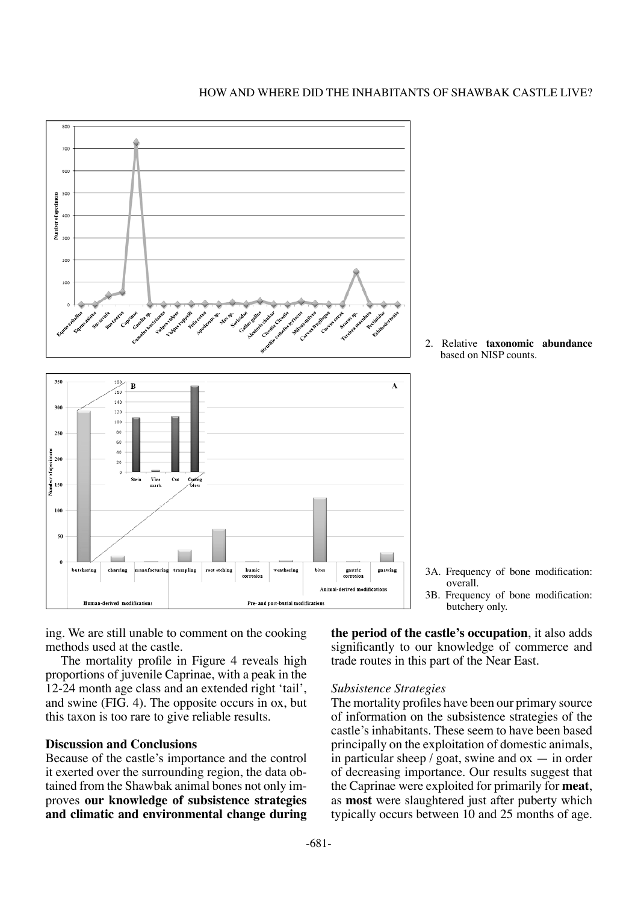2. Relative **taxonomic abundance** based on NISP counts.

3A. Frequency of bone modification: overall.
3B. Frequency of bone modification: butchery only.

ing. We are still unable to comment on the cooking methods used at the castle.

The mortality profile in Figure 4 reveals high proportions of juvenile Caprinae, with a peak in the 12-24 month age class and an extended right 'tail', and swine (FIG. 4). The opposite occurs in ox, but this taxon is too rare to give reliable results.

### Discussion and Conclusions

Because of the castle's importance and the control it exerted over the surrounding region, the data obtained from the Shawbak animal bones not only improves **our knowledge of subsistence strategies and climatic and environmental change during the period of the castle's occupation**, it also adds significantly to our knowledge of commerce and trade routes in this part of the Near East.

#### *Subsistence Strategies*

The mortality profiles have been our primary source of information on the subsistence strategies of the castle's inhabitants. These seem to have been based principally on the exploitation of domestic animals, in particular sheep / goat, swine and ox — in order of decreasing importance. Our results suggest that the Caprinae were exploited for primarily for **meat**, as **most** were slaughtered just after puberty which typically occurs between 10 and 25 months of age.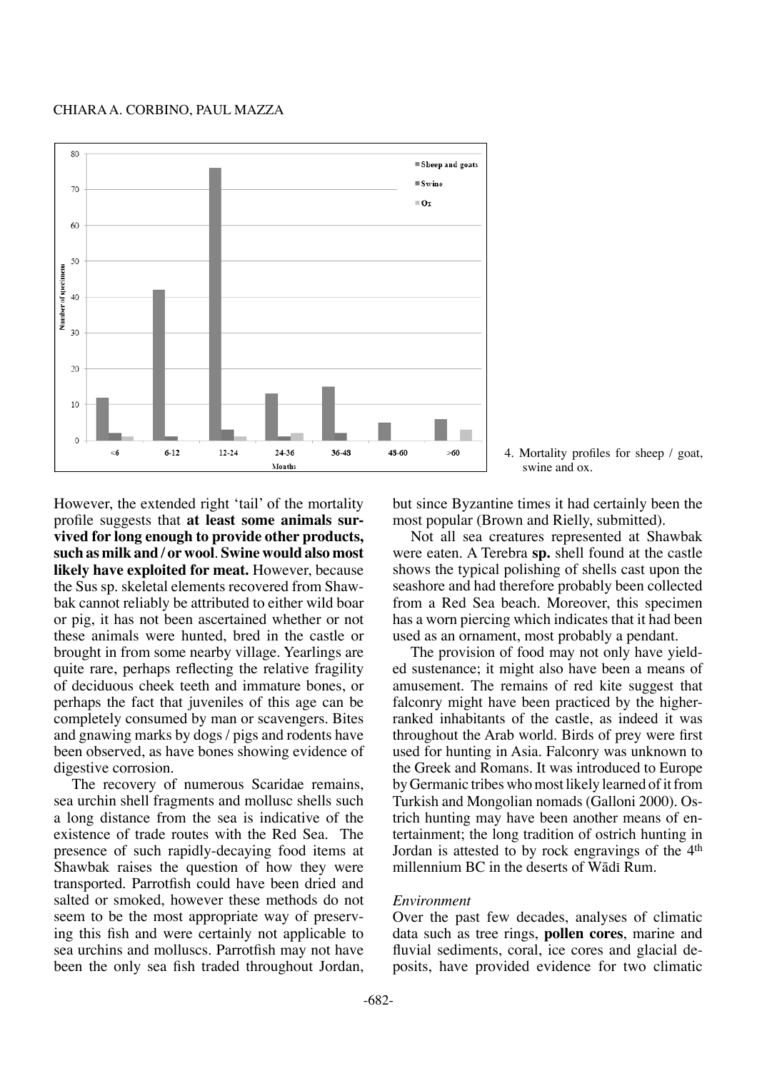4. Mortality profiles for sheep / goat, swine and ox.

However, the extended right 'tail' of the mortality profile suggests that **at least some animals survived for long enough to provide other products, such as milk and / or wool**. **Swine would also most likely have exploited for meat.** However, because the Sus sp. skeletal elements recovered from Shawbak cannot reliably be attributed to either wild boar or pig, it has not been ascertained whether or not these animals were hunted, bred in the castle or brought in from some nearby village. Yearlings are quite rare, perhaps reflecting the relative fragility of deciduous cheek teeth and immature bones, or perhaps the fact that juveniles of this age can be completely consumed by man or scavengers. Bites and gnawing marks by dogs / pigs and rodents have been observed, as have bones showing evidence of digestive corrosion.

The recovery of numerous Scaridae remains, sea urchin shell fragments and mollusc shells such a long distance from the sea is indicative of the existence of trade routes with the Red Sea. The presence of such rapidly-decaying food items at Shawbak raises the question of how they were transported. Parrotfish could have been dried and salted or smoked, however these methods do not seem to be the most appropriate way of preserving this fish and were certainly not applicable to sea urchins and molluscs. Parrotfish may not have been the only sea fish traded throughout Jordan, but since Byzantine times it had certainly been the most popular (Brown and Rielly, submitted).

Not all sea creatures represented at Shawbak were eaten. A Terebra **sp.** shell found at the castle shows the typical polishing of shells cast upon the seashore and had therefore probably been collected from a Red Sea beach. Moreover, this specimen has a worn piercing which indicates that it had been used as an ornament, most probably a pendant.

The provision of food may not only have yielded sustenance; it might also have been a means of amusement. The remains of red kite suggest that falconry might have been practiced by the higher-ranked inhabitants of the castle, as indeed it was throughout the Arab world. Birds of prey were first used for hunting in Asia. Falconry was unknown to the Greek and Romans. It was introduced to Europe by Germanic tribes who most likely learned of it from Turkish and Mongolian nomads (Galloni 2000). Ostrich hunting may have been another means of entertainment; the long tradition of ostrich hunting in Jordan is attested to by rock engravings of the 4th millennium BC in the deserts of Wādī Rum.

*Environment*

Over the past few decades, analyses of climatic data such as tree rings, **pollen cores**, marine and fluvial sediments, coral, ice cores and glacial deposits, have provided evidence for two climatic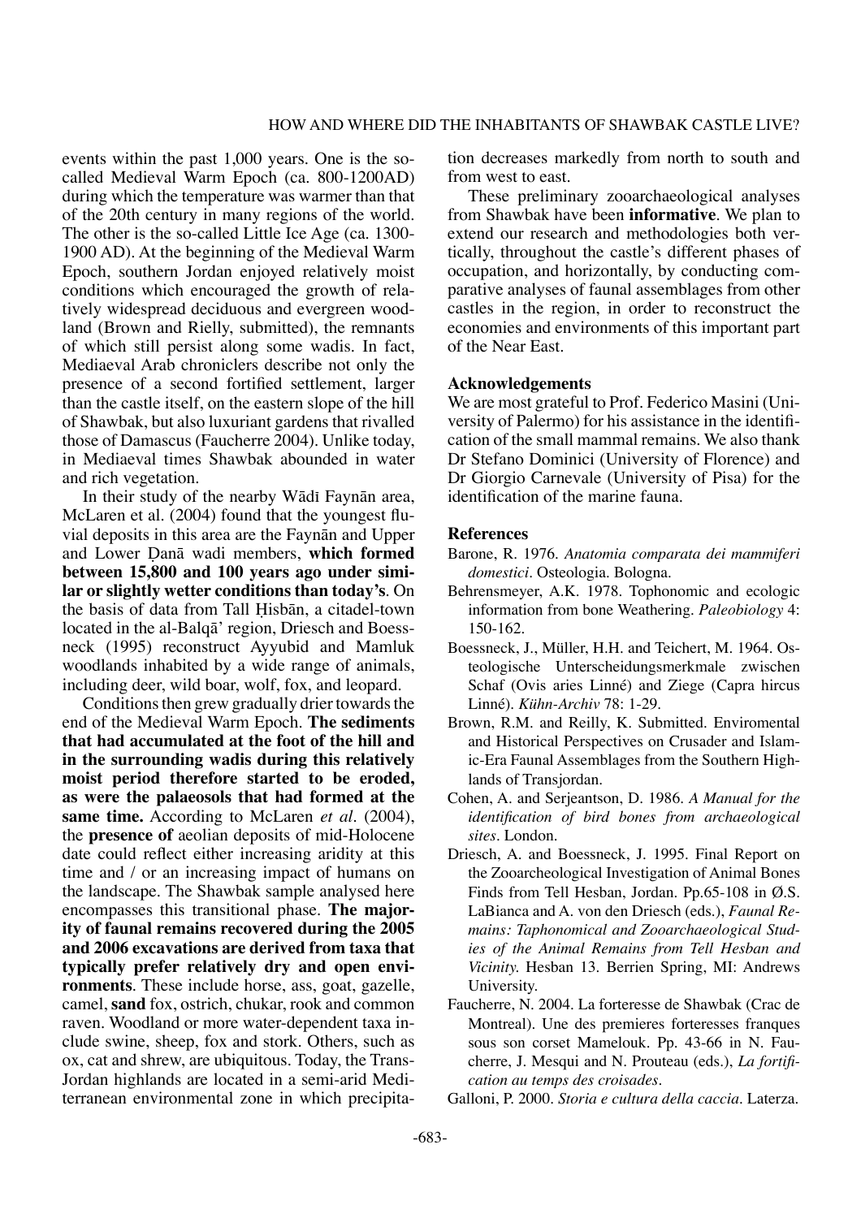events within the past 1,000 years. One is the so-called Medieval Warm Epoch (ca. 800-1200AD) during which the temperature was warmer than that of the 20th century in many regions of the world. The other is the so-called Little Ice Age (ca. 1300-1900 AD). At the beginning of the Medieval Warm Epoch, southern Jordan enjoyed relatively moist conditions which encouraged the growth of relatively widespread deciduous and evergreen woodland (Brown and Rielly, submitted), the remnants of which still persist along some wadis. In fact, Mediaeval Arab chroniclers describe not only the presence of a second fortified settlement, larger than the castle itself, on the eastern slope of the hill of Shawbak, but also luxuriant gardens that rivalled those of Damascus (Faucherre 2004). Unlike today, in Mediaeval times Shawbak abounded in water and rich vegetation.

In their study of the nearby Wādī Faynān area, McLaren et al. (2004) found that the youngest fluvial deposits in this area are the Faynān and Upper and Lower Ḍanā wadi members, **which formed between 15,800 and 100 years ago under similar or slightly wetter conditions than today's**. On the basis of data from Tall Ḥisbān, a citadel-town located in the al-Balqā' region, Driesch and Boessneck (1995) reconstruct Ayyubid and Mamluk woodlands inhabited by a wide range of animals, including deer, wild boar, wolf, fox, and leopard.

Conditions then grew gradually drier towards the end of the Medieval Warm Epoch. **The sediments that had accumulated at the foot of the hill and in the surrounding wadis during this relatively moist period therefore started to be eroded, as were the palaeosols that had formed at the same time.** According to McLaren *et al*. (2004), the **presence of** aeolian deposits of mid-Holocene date could reflect either increasing aridity at this time and / or an increasing impact of humans on the landscape. The Shawbak sample analysed here encompasses this transitional phase. **The majority of faunal remains recovered during the 2005 and 2006 excavations are derived from taxa that typically prefer relatively dry and open environments**. These include horse, ass, goat, gazelle, camel, **sand** fox, ostrich, chukar, rook and common raven. Woodland or more water-dependent taxa include swine, sheep, fox and stork. Others, such as ox, cat and shrew, are ubiquitous. Today, the Trans-Jordan highlands are located in a semi-arid Mediterranean environmental zone in which precipitation decreases markedly from north to south and from west to east.

These preliminary zooarchaeological analyses from Shawbak have been **informative**. We plan to extend our research and methodologies both vertically, throughout the castle's different phases of occupation, and horizontally, by conducting comparative analyses of faunal assemblages from other castles in the region, in order to reconstruct the economies and environments of this important part of the Near East.

## Acknowledgements

We are most grateful to Prof. Federico Masini (University of Palermo) for his assistance in the identification of the small mammal remains. We also thank Dr Stefano Dominici (University of Florence) and Dr Giorgio Carnevale (University of Pisa) for the identification of the marine fauna.

## References

Barone, R. 1976. *Anatomia comparata dei mammiferi domestici*. Osteologia. Bologna.

Behrensmeyer, A.K. 1978. Tophonomic and ecologic information from bone Weathering. *Paleobiology* 4: 150-162.

Boessneck, J., Müller, H.H. and Teichert, M. 1964. Osteologische Unterscheidungsmerkmale zwischen Schaf (Ovis aries Linné) and Ziege (Capra hircus Linné). *Kühn-Archiv* 78: 1-29.

Brown, R.M. and Reilly, K. Submitted. Enviromental and Historical Perspectives on Crusader and Islamic-Era Faunal Assemblages from the Southern Highlands of Transjordan.

Cohen, A. and Serjeantson, D. 1986. *A Manual for the identification of bird bones from archaeological sites*. London.

Driesch, A. and Boessneck, J. 1995. Final Report on the Zooarcheological Investigation of Animal Bones Finds from Tell Hesban, Jordan. Pp.65-108 in Ø.S. LaBianca and A. von den Driesch (eds.), *Faunal Remains: Taphonomical and Zooarchaeological Studies of the Animal Remains from Tell Hesban and Vicinity.* Hesban 13. Berrien Spring, MI: Andrews University.

Faucherre, N. 2004. La forteresse de Shawbak (Crac de Montreal). Une des premieres forteresses franques sous son corset Mamelouk. Pp. 43-66 in N. Faucherre, J. Mesqui and N. Prouteau (eds.), *La fortification au temps des croisades*.

Galloni, P. 2000. *Storia e cultura della caccia*. Laterza.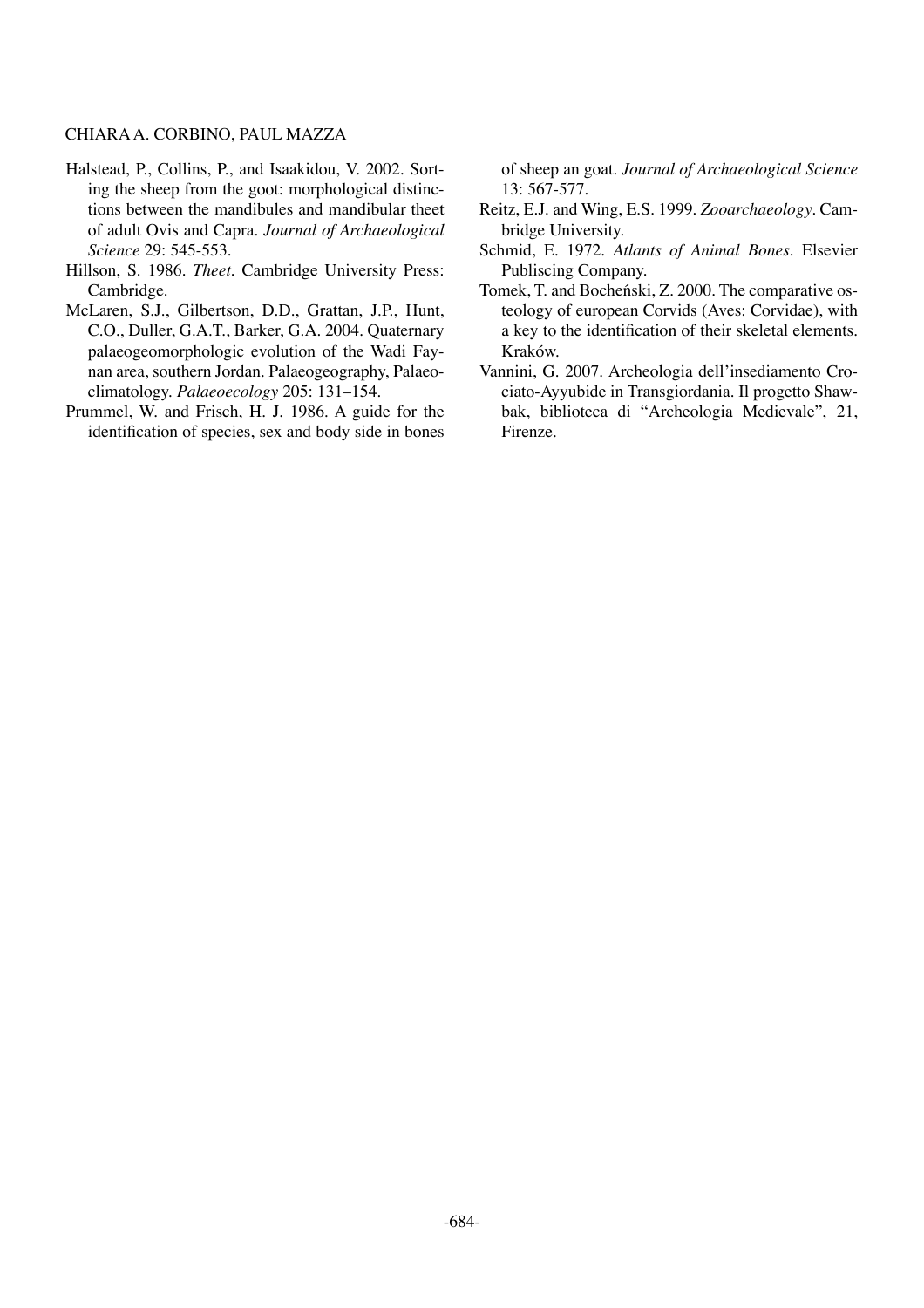Halstead, P., Collins, P., and Isaakidou, V. 2002. Sorting the sheep from the goot: morphological distinctions between the mandibules and mandibular theet of adult Ovis and Capra. *Journal of Archaeological Science* 29: 545-553.

Hillson, S. 1986. *Theet*. Cambridge University Press: Cambridge.

McLaren, S.J., Gilbertson, D.D., Grattan, J.P., Hunt, C.O., Duller, G.A.T., Barker, G.A. 2004. Quaternary palaeogeomorphologic evolution of the Wadi Faynan area, southern Jordan. Palaeogeography, Palaeoclimatology. *Palaeoecology* 205: 131–154.

Prummel, W. and Frisch, H. J. 1986. A guide for the identification of species, sex and body side in bones of sheep an goat. *Journal of Archaeological Science* 13: 567-577.

Reitz, E.J. and Wing, E.S. 1999. *Zooarchaeology*. Cambridge University.

Schmid, E. 1972. *Atlants of Animal Bones*. Elsevier Publiscing Company.

Tomek, T. and Bocheński, Z. 2000. The comparative osteology of european Corvids (Aves: Corvidae), with a key to the identification of their skeletal elements. Kraków.

Vannini, G. 2007. Archeologia dell'insediamento Crociato-Ayyubide in Transgiordania. Il progetto Shawbak, biblioteca di "Archeologia Medievale", 21, Firenze.